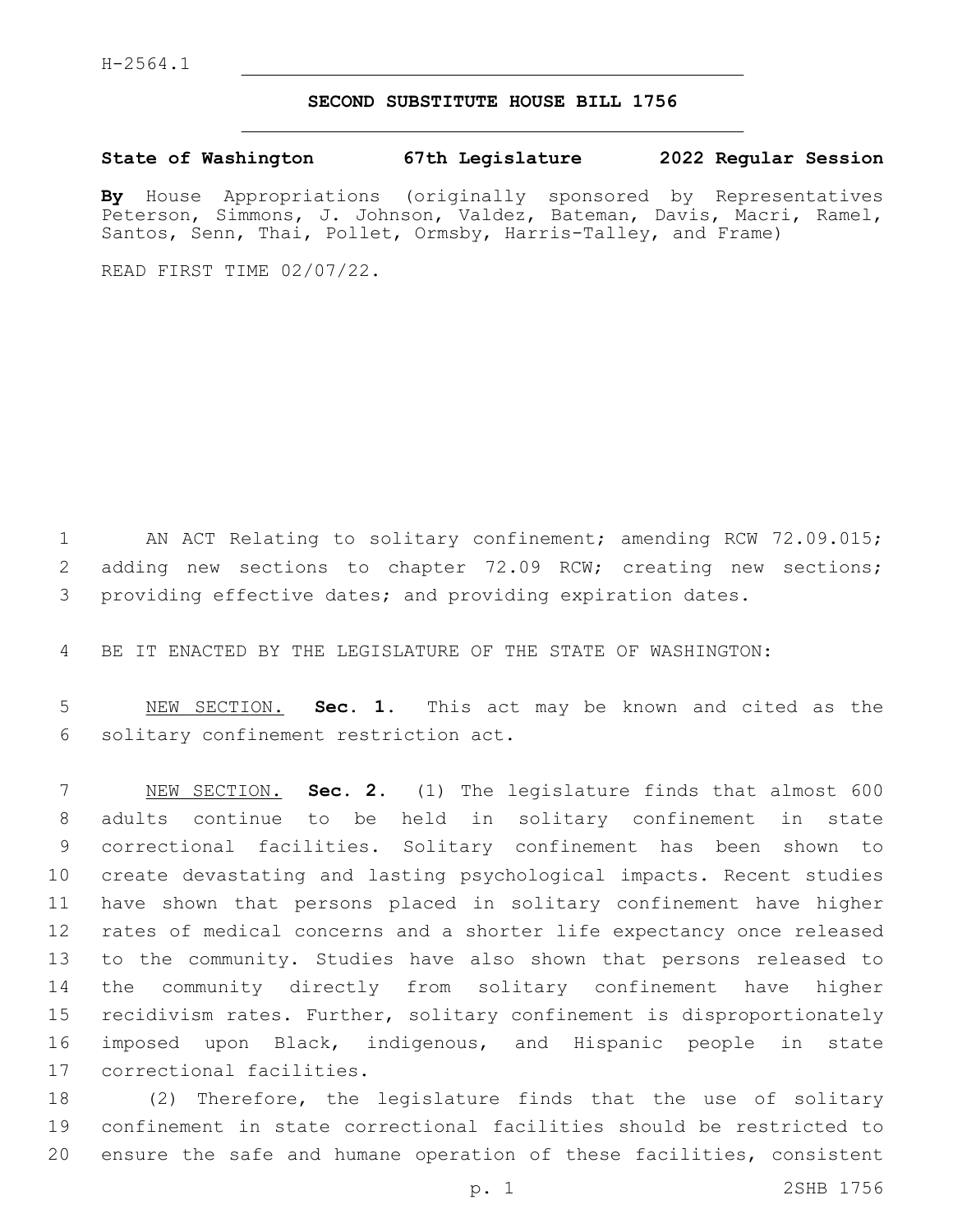H-2564.1

**SECOND SUBSTITUTE HOUSE BILL 1756**

**State of Washington 67th Legislature 2022 Regular Session**

**By** House Appropriations (originally sponsored by Representatives Peterson, Simmons, J. Johnson, Valdez, Bateman, Davis, Macri, Ramel, Santos, Senn, Thai, Pollet, Ormsby, Harris-Talley, and Frame)

READ FIRST TIME 02/07/22.

AN ACT Relating to solitary confinement; amending RCW 72.09.015; adding new sections to chapter 72.09 RCW; creating new sections; providing effective dates; and providing expiration dates.

BE IT ENACTED BY THE LEGISLATURE OF THE STATE OF WASHINGTON:

NEW SECTION. **Sec. 1.** This act may be known and cited as the solitary confinement restriction act.

NEW SECTION. **Sec. 2.** (1) The legislature finds that almost 600 adults continue to be held in solitary confinement in state correctional facilities. Solitary confinement has been shown to create devastating and lasting psychological impacts. Recent studies have shown that persons placed in solitary confinement have higher rates of medical concerns and a shorter life expectancy once released to the community. Studies have also shown that persons released to the community directly from solitary confinement have higher recidivism rates. Further, solitary confinement is disproportionately imposed upon Black, indigenous, and Hispanic people in state correctional facilities.

(2) Therefore, the legislature finds that the use of solitary confinement in state correctional facilities should be restricted to ensure the safe and humane operation of these facilities, consistent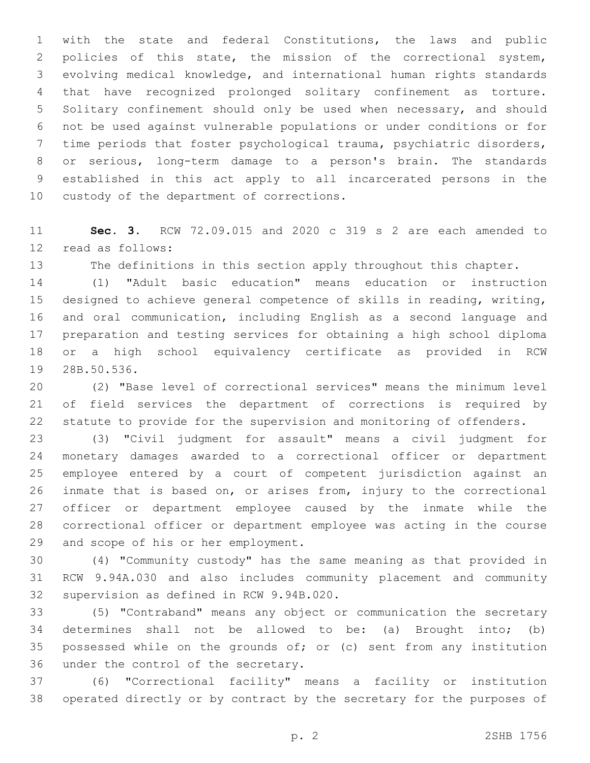with the state and federal Constitutions, the laws and public policies of this state, the mission of the correctional system, evolving medical knowledge, and international human rights standards that have recognized prolonged solitary confinement as torture. Solitary confinement should only be used when necessary, and should not be used against vulnerable populations or under conditions or for time periods that foster psychological trauma, psychiatric disorders, or serious, long-term damage to a person's brain. The standards established in this act apply to all incarcerated persons in the custody of the department of corrections.

**Sec. 3.** RCW 72.09.015 and 2020 c 319 s 2 are each amended to read as follows:

The definitions in this section apply throughout this chapter.

(1) "Adult basic education" means education or instruction designed to achieve general competence of skills in reading, writing, and oral communication, including English as a second language and preparation and testing services for obtaining a high school diploma or a high school equivalency certificate as provided in RCW 28B.50.536.

(2) "Base level of correctional services" means the minimum level of field services the department of corrections is required by statute to provide for the supervision and monitoring of offenders.

(3) "Civil judgment for assault" means a civil judgment for monetary damages awarded to a correctional officer or department employee entered by a court of competent jurisdiction against an inmate that is based on, or arises from, injury to the correctional officer or department employee caused by the inmate while the correctional officer or department employee was acting in the course and scope of his or her employment.

(4) "Community custody" has the same meaning as that provided in RCW 9.94A.030 and also includes community placement and community supervision as defined in RCW 9.94B.020.

(5) "Contraband" means any object or communication the secretary determines shall not be allowed to be: (a) Brought into; (b) possessed while on the grounds of; or (c) sent from any institution under the control of the secretary.

(6) "Correctional facility" means a facility or institution operated directly or by contract by the secretary for the purposes of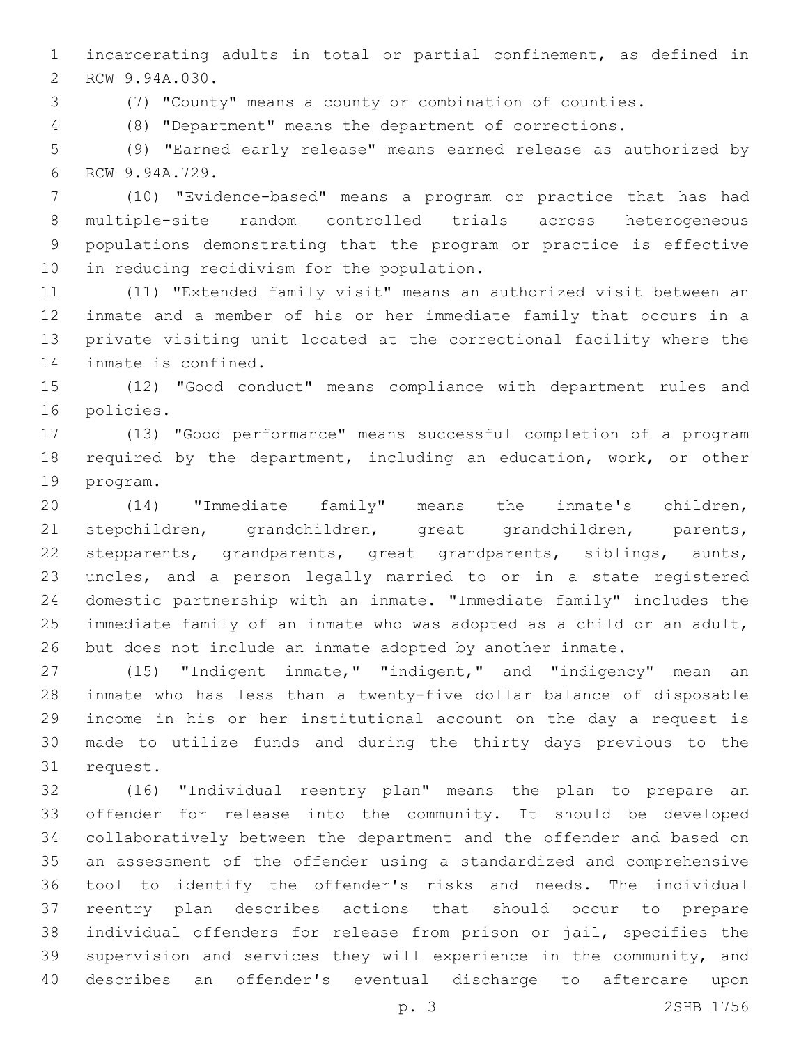incarcerating adults in total or partial confinement, as defined in RCW 9.94A.030.

(7) "County" means a county or combination of counties.

(8) "Department" means the department of corrections.

(9) "Earned early release" means earned release as authorized by RCW 9.94A.729.

(10) "Evidence-based" means a program or practice that has had multiple-site random controlled trials across heterogeneous populations demonstrating that the program or practice is effective in reducing recidivism for the population.

(11) "Extended family visit" means an authorized visit between an inmate and a member of his or her immediate family that occurs in a private visiting unit located at the correctional facility where the inmate is confined.

(12) "Good conduct" means compliance with department rules and policies.

(13) "Good performance" means successful completion of a program required by the department, including an education, work, or other program.

(14) "Immediate family" means the inmate's children, stepchildren, grandchildren, great grandchildren, parents, stepparents, grandparents, great grandparents, siblings, aunts, uncles, and a person legally married to or in a state registered domestic partnership with an inmate. "Immediate family" includes the immediate family of an inmate who was adopted as a child or an adult, but does not include an inmate adopted by another inmate.

(15) "Indigent inmate," "indigent," and "indigency" mean an inmate who has less than a twenty-five dollar balance of disposable income in his or her institutional account on the day a request is made to utilize funds and during the thirty days previous to the request.

(16) "Individual reentry plan" means the plan to prepare an offender for release into the community. It should be developed collaboratively between the department and the offender and based on an assessment of the offender using a standardized and comprehensive tool to identify the offender's risks and needs. The individual reentry plan describes actions that should occur to prepare individual offenders for release from prison or jail, specifies the supervision and services they will experience in the community, and describes an offender's eventual discharge to aftercare upon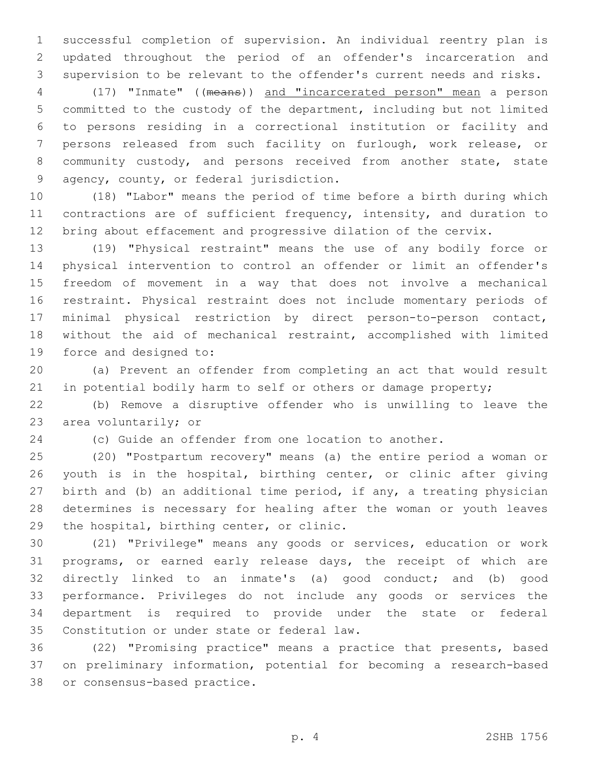successful completion of supervision. An individual reentry plan is updated throughout the period of an offender's incarceration and supervision to be relevant to the offender's current needs and risks.

(17) "Inmate" ((~~means~~)) <u>and "incarcerated person" mean</u> a person committed to the custody of the department, including but not limited to persons residing in a correctional institution or facility and persons released from such facility on furlough, work release, or community custody, and persons received from another state, state agency, county, or federal jurisdiction.

(18) "Labor" means the period of time before a birth during which contractions are of sufficient frequency, intensity, and duration to bring about effacement and progressive dilation of the cervix.

(19) "Physical restraint" means the use of any bodily force or physical intervention to control an offender or limit an offender's freedom of movement in a way that does not involve a mechanical restraint. Physical restraint does not include momentary periods of minimal physical restriction by direct person-to-person contact, without the aid of mechanical restraint, accomplished with limited force and designed to:

(a) Prevent an offender from completing an act that would result in potential bodily harm to self or others or damage property;

(b) Remove a disruptive offender who is unwilling to leave the area voluntarily; or

(c) Guide an offender from one location to another.

(20) "Postpartum recovery" means (a) the entire period a woman or youth is in the hospital, birthing center, or clinic after giving birth and (b) an additional time period, if any, a treating physician determines is necessary for healing after the woman or youth leaves the hospital, birthing center, or clinic.

(21) "Privilege" means any goods or services, education or work programs, or earned early release days, the receipt of which are directly linked to an inmate's (a) good conduct; and (b) good performance. Privileges do not include any goods or services the department is required to provide under the state or federal Constitution or under state or federal law.

(22) "Promising practice" means a practice that presents, based on preliminary information, potential for becoming a research-based or consensus-based practice.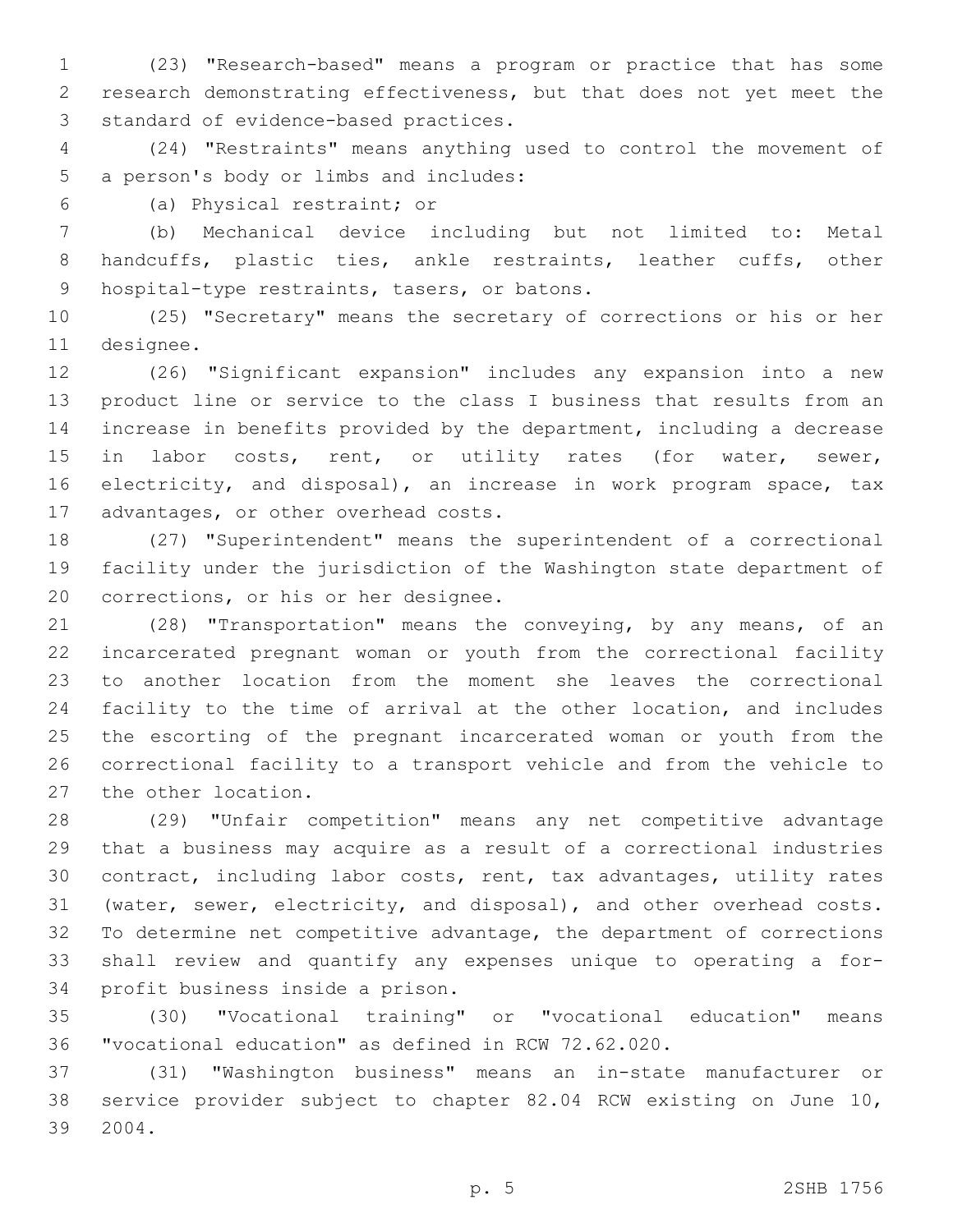(23) "Research-based" means a program or practice that has some research demonstrating effectiveness, but that does not yet meet the standard of evidence-based practices.

(24) "Restraints" means anything used to control the movement of a person's body or limbs and includes:

(a) Physical restraint; or

(b) Mechanical device including but not limited to: Metal handcuffs, plastic ties, ankle restraints, leather cuffs, other hospital-type restraints, tasers, or batons.

(25) "Secretary" means the secretary of corrections or his or her designee.

(26) "Significant expansion" includes any expansion into a new product line or service to the class I business that results from an increase in benefits provided by the department, including a decrease in labor costs, rent, or utility rates (for water, sewer, electricity, and disposal), an increase in work program space, tax advantages, or other overhead costs.

(27) "Superintendent" means the superintendent of a correctional facility under the jurisdiction of the Washington state department of corrections, or his or her designee.

(28) "Transportation" means the conveying, by any means, of an incarcerated pregnant woman or youth from the correctional facility to another location from the moment she leaves the correctional facility to the time of arrival at the other location, and includes the escorting of the pregnant incarcerated woman or youth from the correctional facility to a transport vehicle and from the vehicle to the other location.

(29) "Unfair competition" means any net competitive advantage that a business may acquire as a result of a correctional industries contract, including labor costs, rent, tax advantages, utility rates (water, sewer, electricity, and disposal), and other overhead costs. To determine net competitive advantage, the department of corrections shall review and quantify any expenses unique to operating a for-profit business inside a prison.

(30) "Vocational training" or "vocational education" means "vocational education" as defined in RCW 72.62.020.

(31) "Washington business" means an in-state manufacturer or service provider subject to chapter 82.04 RCW existing on June 10, 2004.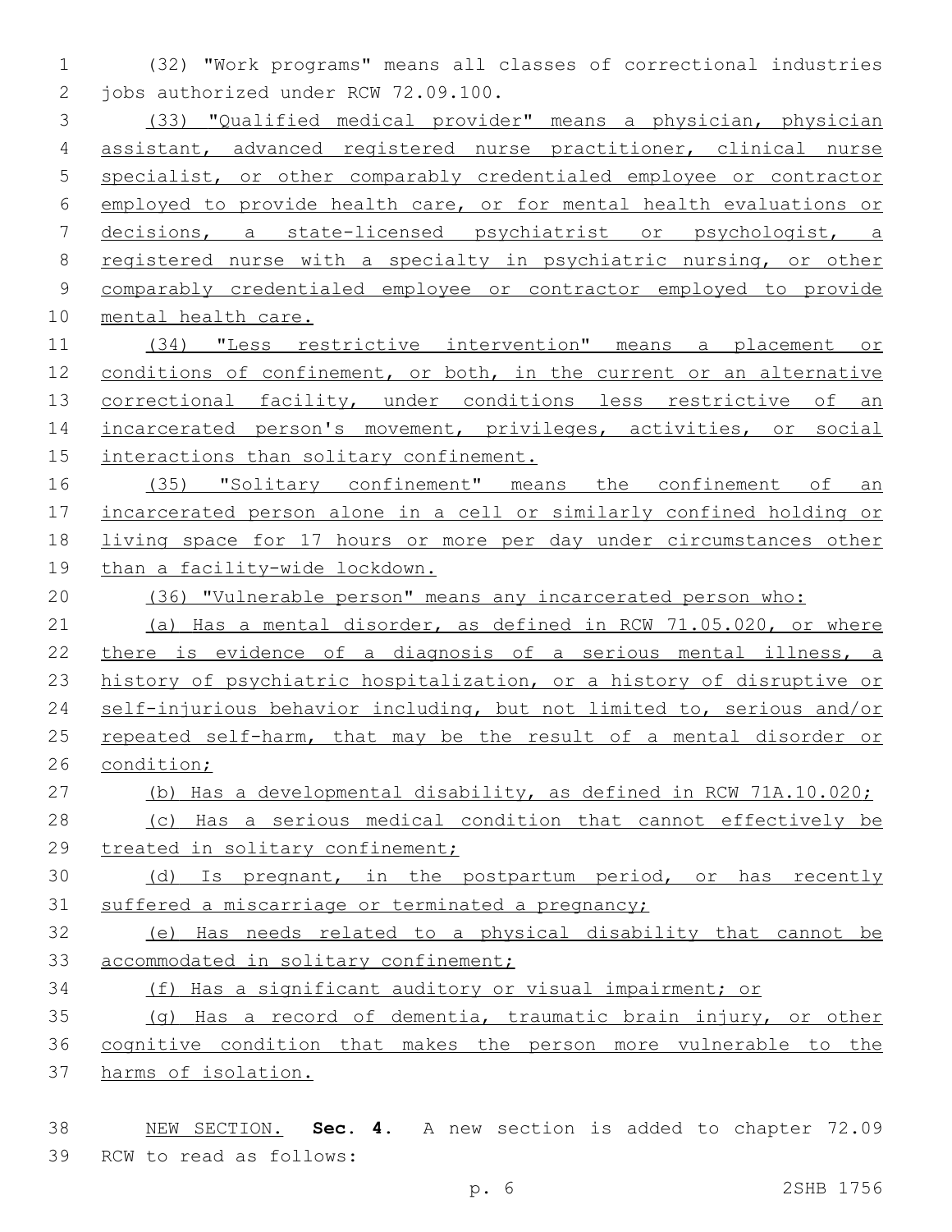(32) "Work programs" means all classes of correctional industries jobs authorized under RCW 72.09.100.

(33) "Qualified medical provider" means a physician, physician assistant, advanced registered nurse practitioner, clinical nurse specialist, or other comparably credentialed employee or contractor employed to provide health care, or for mental health evaluations or decisions, a state-licensed psychiatrist or psychologist, a registered nurse with a specialty in psychiatric nursing, or other comparably credentialed employee or contractor employed to provide mental health care.

(34) "Less restrictive intervention" means a placement or conditions of confinement, or both, in the current or an alternative correctional facility, under conditions less restrictive of an incarcerated person's movement, privileges, activities, or social interactions than solitary confinement.

(35) "Solitary confinement" means the confinement of an incarcerated person alone in a cell or similarly confined holding or living space for 17 hours or more per day under circumstances other than a facility-wide lockdown.

(36) "Vulnerable person" means any incarcerated person who:

(a) Has a mental disorder, as defined in RCW 71.05.020, or where there is evidence of a diagnosis of a serious mental illness, a history of psychiatric hospitalization, or a history of disruptive or self-injurious behavior including, but not limited to, serious and/or repeated self-harm, that may be the result of a mental disorder or condition;

(b) Has a developmental disability, as defined in RCW 71A.10.020;

(c) Has a serious medical condition that cannot effectively be treated in solitary confinement;

(d) Is pregnant, in the postpartum period, or has recently suffered a miscarriage or terminated a pregnancy;

(e) Has needs related to a physical disability that cannot be accommodated in solitary confinement;

(f) Has a significant auditory or visual impairment; or

(g) Has a record of dementia, traumatic brain injury, or other cognitive condition that makes the person more vulnerable to the harms of isolation.

NEW SECTION. **Sec. 4.** A new section is added to chapter 72.09 RCW to read as follows: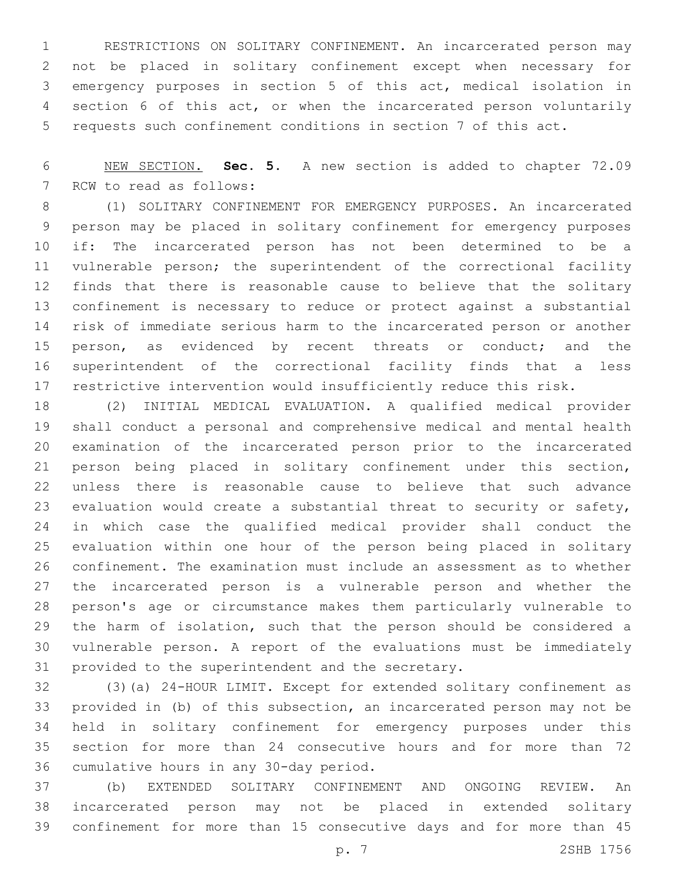RESTRICTIONS ON SOLITARY CONFINEMENT. An incarcerated person may not be placed in solitary confinement except when necessary for emergency purposes in section 5 of this act, medical isolation in section 6 of this act, or when the incarcerated person voluntarily requests such confinement conditions in section 7 of this act.

NEW SECTION. **Sec. 5.** A new section is added to chapter 72.09 RCW to read as follows:

(1) SOLITARY CONFINEMENT FOR EMERGENCY PURPOSES. An incarcerated person may be placed in solitary confinement for emergency purposes if: The incarcerated person has not been determined to be a vulnerable person; the superintendent of the correctional facility finds that there is reasonable cause to believe that the solitary confinement is necessary to reduce or protect against a substantial risk of immediate serious harm to the incarcerated person or another person, as evidenced by recent threats or conduct; and the superintendent of the correctional facility finds that a less restrictive intervention would insufficiently reduce this risk.

(2) INITIAL MEDICAL EVALUATION. A qualified medical provider shall conduct a personal and comprehensive medical and mental health examination of the incarcerated person prior to the incarcerated person being placed in solitary confinement under this section, unless there is reasonable cause to believe that such advance evaluation would create a substantial threat to security or safety, in which case the qualified medical provider shall conduct the evaluation within one hour of the person being placed in solitary confinement. The examination must include an assessment as to whether the incarcerated person is a vulnerable person and whether the person's age or circumstance makes them particularly vulnerable to the harm of isolation, such that the person should be considered a vulnerable person. A report of the evaluations must be immediately provided to the superintendent and the secretary.

(3)(a) 24-HOUR LIMIT. Except for extended solitary confinement as provided in (b) of this subsection, an incarcerated person may not be held in solitary confinement for emergency purposes under this section for more than 24 consecutive hours and for more than 72 cumulative hours in any 30-day period.

(b) EXTENDED SOLITARY CONFINEMENT AND ONGOING REVIEW. An incarcerated person may not be placed in extended solitary confinement for more than 15 consecutive days and for more than 45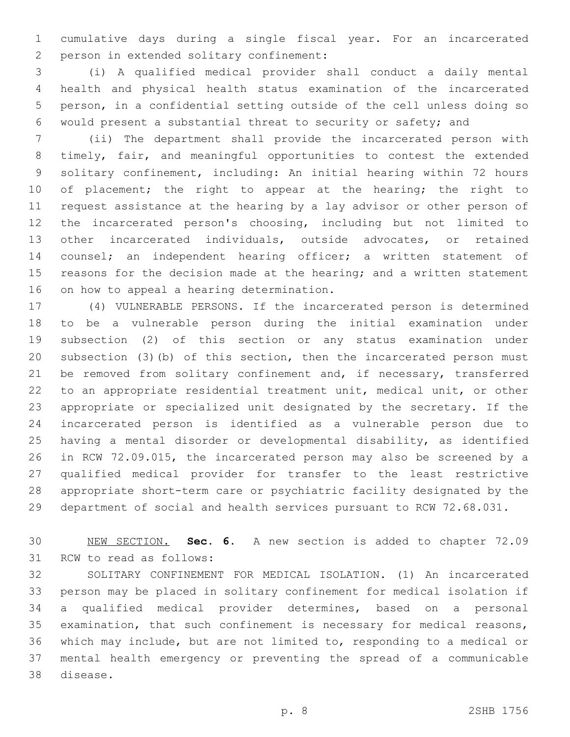cumulative days during a single fiscal year. For an incarcerated person in extended solitary confinement:

(i) A qualified medical provider shall conduct a daily mental health and physical health status examination of the incarcerated person, in a confidential setting outside of the cell unless doing so would present a substantial threat to security or safety; and

(ii) The department shall provide the incarcerated person with timely, fair, and meaningful opportunities to contest the extended solitary confinement, including: An initial hearing within 72 hours of placement; the right to appear at the hearing; the right to request assistance at the hearing by a lay advisor or other person of the incarcerated person's choosing, including but not limited to other incarcerated individuals, outside advocates, or retained counsel; an independent hearing officer; a written statement of reasons for the decision made at the hearing; and a written statement on how to appeal a hearing determination.

(4) VULNERABLE PERSONS. If the incarcerated person is determined to be a vulnerable person during the initial examination under subsection (2) of this section or any status examination under subsection (3)(b) of this section, then the incarcerated person must be removed from solitary confinement and, if necessary, transferred to an appropriate residential treatment unit, medical unit, or other appropriate or specialized unit designated by the secretary. If the incarcerated person is identified as a vulnerable person due to having a mental disorder or developmental disability, as identified in RCW 72.09.015, the incarcerated person may also be screened by a qualified medical provider for transfer to the least restrictive appropriate short-term care or psychiatric facility designated by the department of social and health services pursuant to RCW 72.68.031.

NEW SECTION. **Sec. 6.** A new section is added to chapter 72.09 RCW to read as follows:

SOLITARY CONFINEMENT FOR MEDICAL ISOLATION. (1) An incarcerated person may be placed in solitary confinement for medical isolation if a qualified medical provider determines, based on a personal examination, that such confinement is necessary for medical reasons, which may include, but are not limited to, responding to a medical or mental health emergency or preventing the spread of a communicable disease.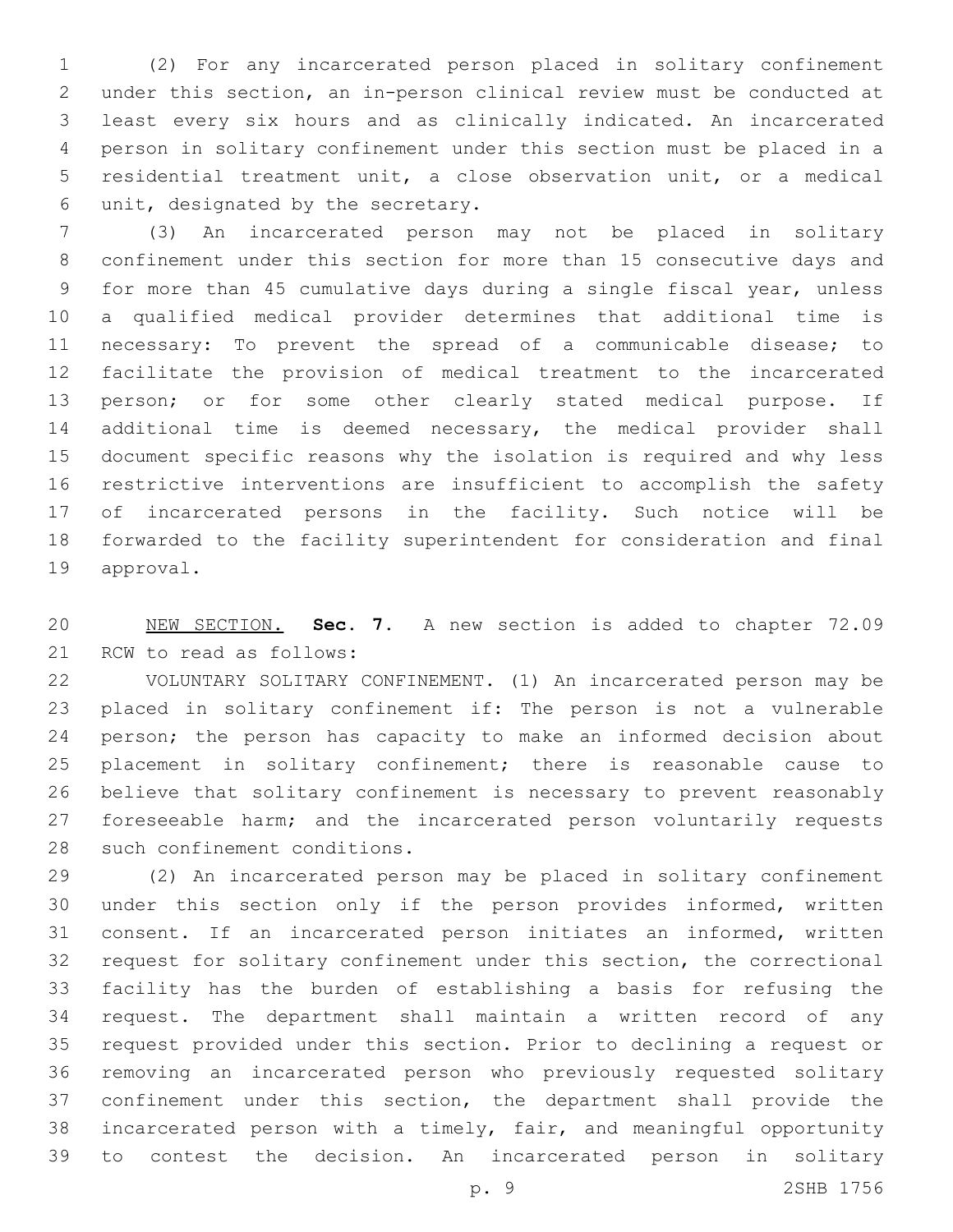(2) For any incarcerated person placed in solitary confinement under this section, an in-person clinical review must be conducted at least every six hours and as clinically indicated. An incarcerated person in solitary confinement under this section must be placed in a residential treatment unit, a close observation unit, or a medical unit, designated by the secretary.

(3) An incarcerated person may not be placed in solitary confinement under this section for more than 15 consecutive days and for more than 45 cumulative days during a single fiscal year, unless a qualified medical provider determines that additional time is necessary: To prevent the spread of a communicable disease; to facilitate the provision of medical treatment to the incarcerated person; or for some other clearly stated medical purpose. If additional time is deemed necessary, the medical provider shall document specific reasons why the isolation is required and why less restrictive interventions are insufficient to accomplish the safety of incarcerated persons in the facility. Such notice will be forwarded to the facility superintendent for consideration and final approval.

NEW SECTION. **Sec. 7.** A new section is added to chapter 72.09 RCW to read as follows:

VOLUNTARY SOLITARY CONFINEMENT. (1) An incarcerated person may be placed in solitary confinement if: The person is not a vulnerable person; the person has capacity to make an informed decision about placement in solitary confinement; there is reasonable cause to believe that solitary confinement is necessary to prevent reasonably foreseeable harm; and the incarcerated person voluntarily requests such confinement conditions.

(2) An incarcerated person may be placed in solitary confinement under this section only if the person provides informed, written consent. If an incarcerated person initiates an informed, written request for solitary confinement under this section, the correctional facility has the burden of establishing a basis for refusing the request. The department shall maintain a written record of any request provided under this section. Prior to declining a request or removing an incarcerated person who previously requested solitary confinement under this section, the department shall provide the incarcerated person with a timely, fair, and meaningful opportunity to contest the decision. An incarcerated person in solitary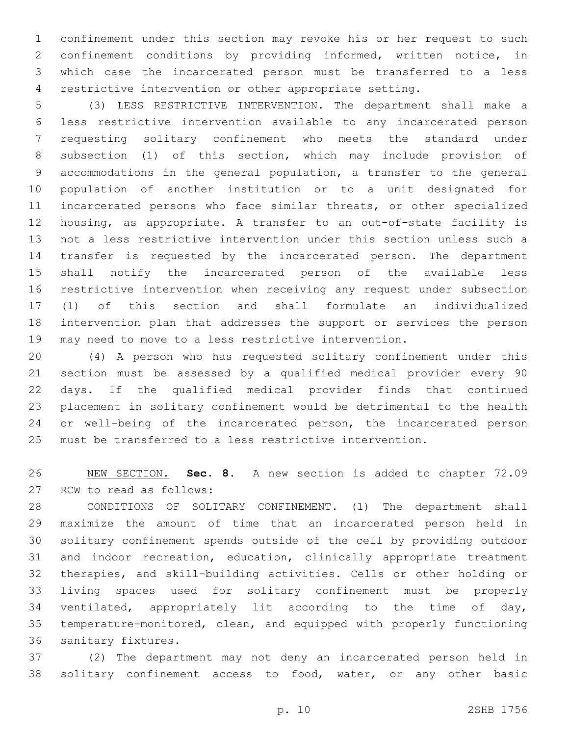confinement under this section may revoke his or her request to such confinement conditions by providing informed, written notice, in which case the incarcerated person must be transferred to a less restrictive intervention or other appropriate setting.

(3) LESS RESTRICTIVE INTERVENTION. The department shall make a less restrictive intervention available to any incarcerated person requesting solitary confinement who meets the standard under subsection (1) of this section, which may include provision of accommodations in the general population, a transfer to the general population of another institution or to a unit designated for incarcerated persons who face similar threats, or other specialized housing, as appropriate. A transfer to an out-of-state facility is not a less restrictive intervention under this section unless such a transfer is requested by the incarcerated person. The department shall notify the incarcerated person of the available less restrictive intervention when receiving any request under subsection (1) of this section and shall formulate an individualized intervention plan that addresses the support or services the person may need to move to a less restrictive intervention.

(4) A person who has requested solitary confinement under this section must be assessed by a qualified medical provider every 90 days. If the qualified medical provider finds that continued placement in solitary confinement would be detrimental to the health or well-being of the incarcerated person, the incarcerated person must be transferred to a less restrictive intervention.

NEW SECTION. **Sec. 8.** A new section is added to chapter 72.09 RCW to read as follows:

CONDITIONS OF SOLITARY CONFINEMENT. (1) The department shall maximize the amount of time that an incarcerated person held in solitary confinement spends outside of the cell by providing outdoor and indoor recreation, education, clinically appropriate treatment therapies, and skill-building activities. Cells or other holding or living spaces used for solitary confinement must be properly ventilated, appropriately lit according to the time of day, temperature-monitored, clean, and equipped with properly functioning sanitary fixtures.

(2) The department may not deny an incarcerated person held in solitary confinement access to food, water, or any other basic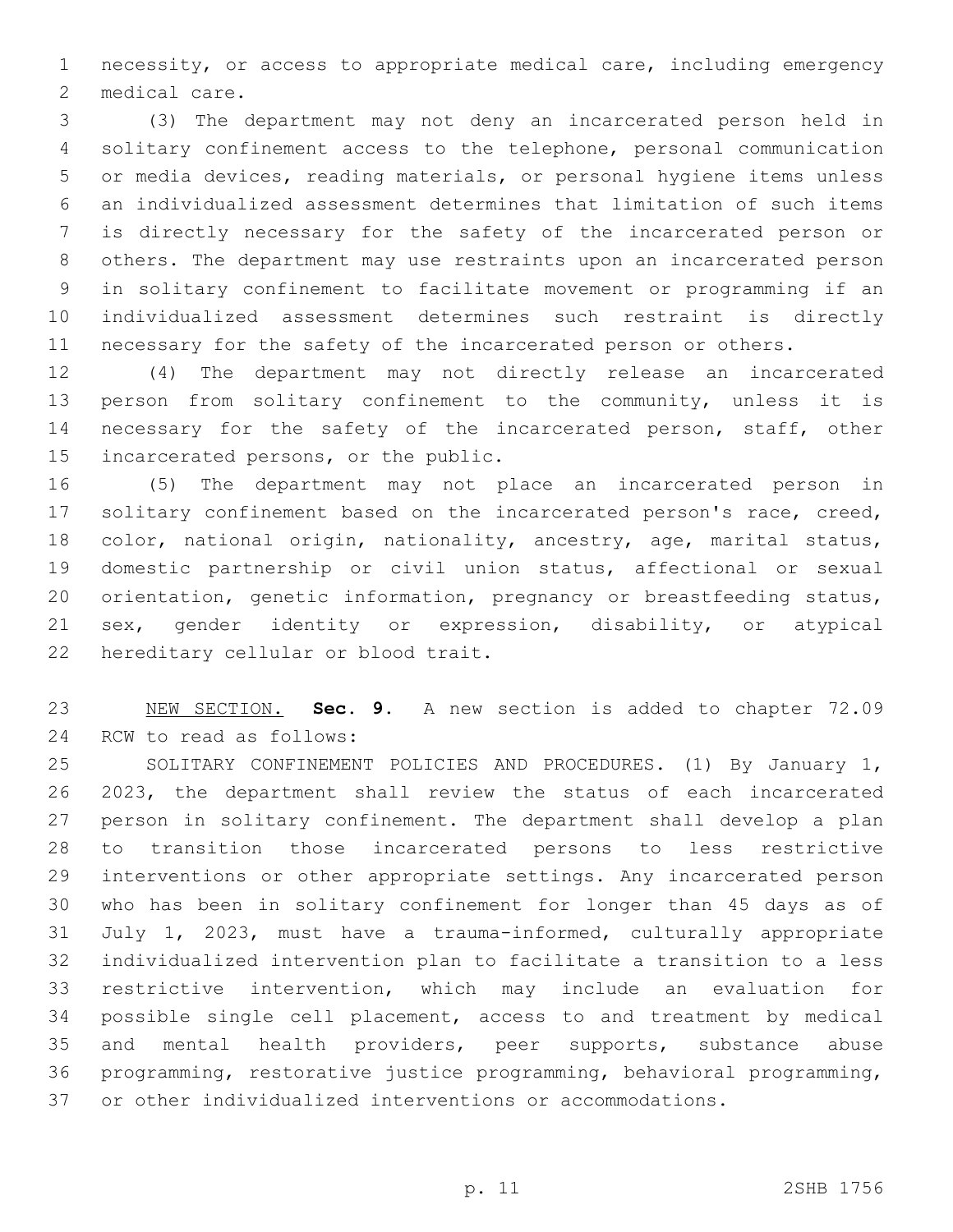necessity, or access to appropriate medical care, including emergency medical care.

(3) The department may not deny an incarcerated person held in solitary confinement access to the telephone, personal communication or media devices, reading materials, or personal hygiene items unless an individualized assessment determines that limitation of such items is directly necessary for the safety of the incarcerated person or others. The department may use restraints upon an incarcerated person in solitary confinement to facilitate movement or programming if an individualized assessment determines such restraint is directly necessary for the safety of the incarcerated person or others.

(4) The department may not directly release an incarcerated person from solitary confinement to the community, unless it is necessary for the safety of the incarcerated person, staff, other incarcerated persons, or the public.

(5) The department may not place an incarcerated person in solitary confinement based on the incarcerated person's race, creed, color, national origin, nationality, ancestry, age, marital status, domestic partnership or civil union status, affectional or sexual orientation, genetic information, pregnancy or breastfeeding status, sex, gender identity or expression, disability, or atypical hereditary cellular or blood trait.

NEW SECTION. **Sec. 9.** A new section is added to chapter 72.09 RCW to read as follows:

SOLITARY CONFINEMENT POLICIES AND PROCEDURES. (1) By January 1, 2023, the department shall review the status of each incarcerated person in solitary confinement. The department shall develop a plan to transition those incarcerated persons to less restrictive interventions or other appropriate settings. Any incarcerated person who has been in solitary confinement for longer than 45 days as of July 1, 2023, must have a trauma-informed, culturally appropriate individualized intervention plan to facilitate a transition to a less restrictive intervention, which may include an evaluation for possible single cell placement, access to and treatment by medical and mental health providers, peer supports, substance abuse programming, restorative justice programming, behavioral programming, or other individualized interventions or accommodations.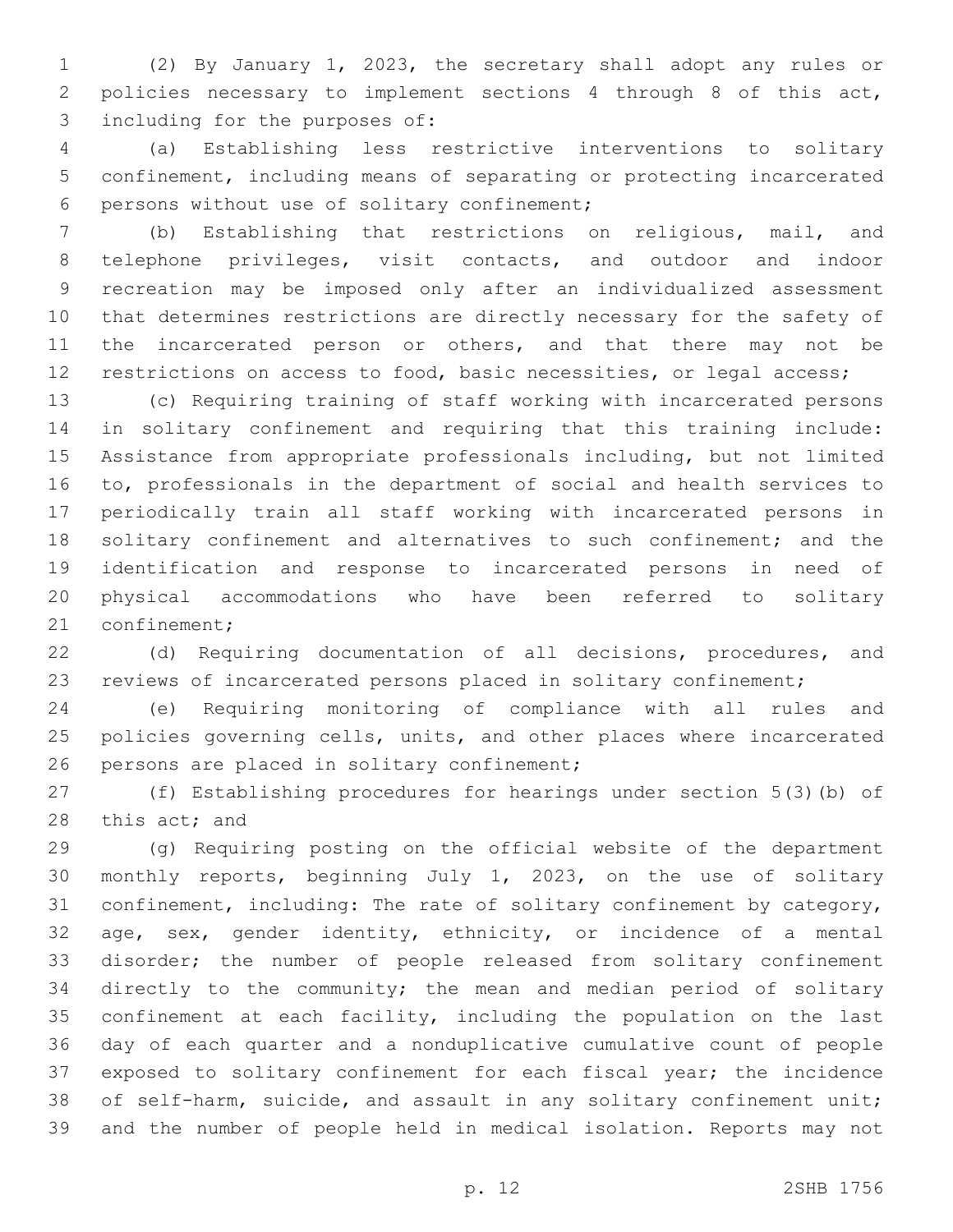(2) By January 1, 2023, the secretary shall adopt any rules or policies necessary to implement sections 4 through 8 of this act, including for the purposes of:

(a) Establishing less restrictive interventions to solitary confinement, including means of separating or protecting incarcerated persons without use of solitary confinement;

(b) Establishing that restrictions on religious, mail, and telephone privileges, visit contacts, and outdoor and indoor recreation may be imposed only after an individualized assessment that determines restrictions are directly necessary for the safety of the incarcerated person or others, and that there may not be restrictions on access to food, basic necessities, or legal access;

(c) Requiring training of staff working with incarcerated persons in solitary confinement and requiring that this training include: Assistance from appropriate professionals including, but not limited to, professionals in the department of social and health services to periodically train all staff working with incarcerated persons in solitary confinement and alternatives to such confinement; and the identification and response to incarcerated persons in need of physical accommodations who have been referred to solitary confinement;

(d) Requiring documentation of all decisions, procedures, and reviews of incarcerated persons placed in solitary confinement;

(e) Requiring monitoring of compliance with all rules and policies governing cells, units, and other places where incarcerated persons are placed in solitary confinement;

(f) Establishing procedures for hearings under section 5(3)(b) of this act; and

(g) Requiring posting on the official website of the department monthly reports, beginning July 1, 2023, on the use of solitary confinement, including: The rate of solitary confinement by category, age, sex, gender identity, ethnicity, or incidence of a mental disorder; the number of people released from solitary confinement directly to the community; the mean and median period of solitary confinement at each facility, including the population on the last day of each quarter and a nonduplicative cumulative count of people exposed to solitary confinement for each fiscal year; the incidence of self-harm, suicide, and assault in any solitary confinement unit; and the number of people held in medical isolation. Reports may not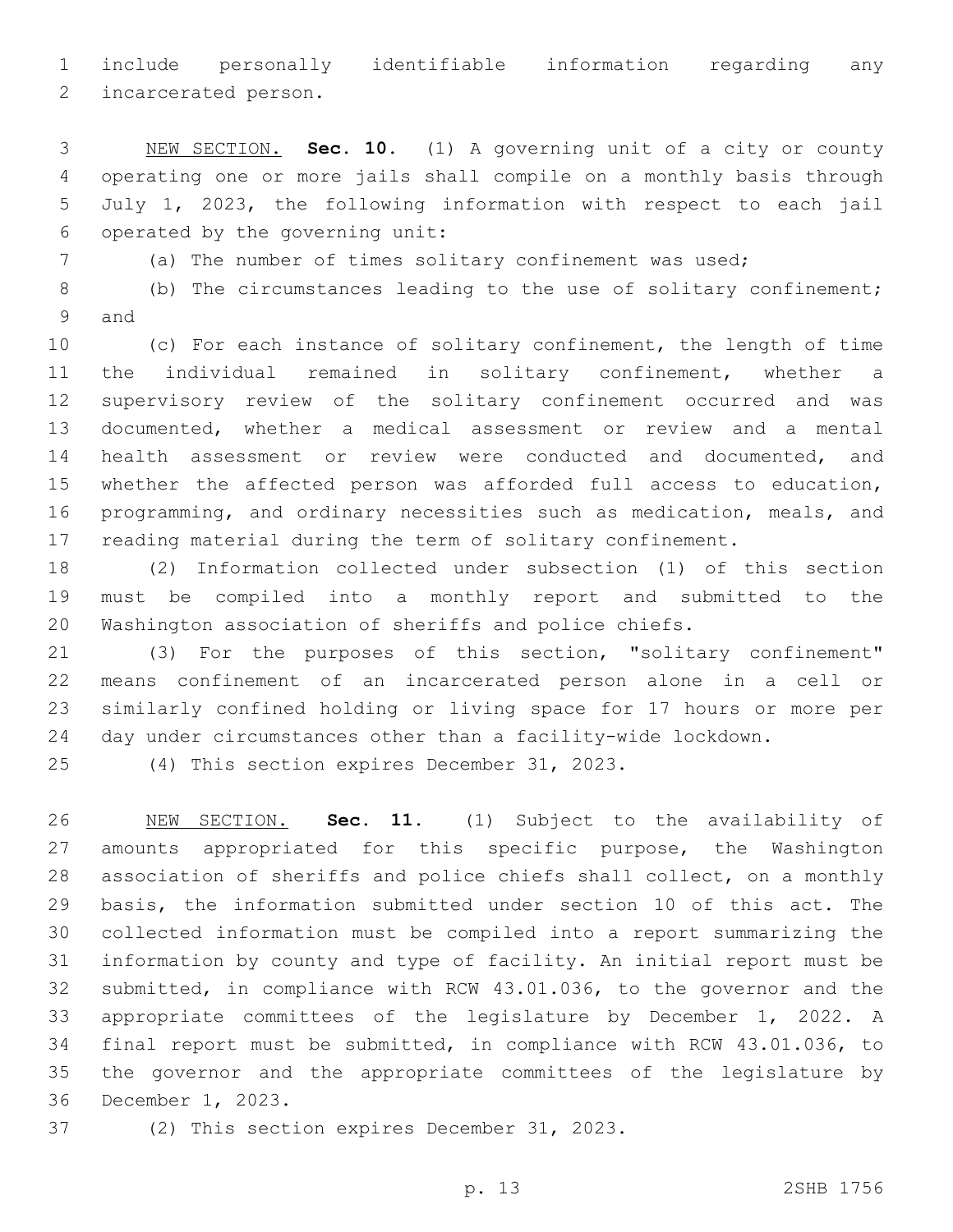include personally identifiable information regarding any incarcerated person.

NEW SECTION. **Sec. 10.** (1) A governing unit of a city or county operating one or more jails shall compile on a monthly basis through July 1, 2023, the following information with respect to each jail operated by the governing unit:

(a) The number of times solitary confinement was used;

(b) The circumstances leading to the use of solitary confinement; and

(c) For each instance of solitary confinement, the length of time the individual remained in solitary confinement, whether a supervisory review of the solitary confinement occurred and was documented, whether a medical assessment or review and a mental health assessment or review were conducted and documented, and whether the affected person was afforded full access to education, programming, and ordinary necessities such as medication, meals, and reading material during the term of solitary confinement.

(2) Information collected under subsection (1) of this section must be compiled into a monthly report and submitted to the Washington association of sheriffs and police chiefs.

(3) For the purposes of this section, "solitary confinement" means confinement of an incarcerated person alone in a cell or similarly confined holding or living space for 17 hours or more per day under circumstances other than a facility-wide lockdown.

(4) This section expires December 31, 2023.

NEW SECTION. **Sec. 11.** (1) Subject to the availability of amounts appropriated for this specific purpose, the Washington association of sheriffs and police chiefs shall collect, on a monthly basis, the information submitted under section 10 of this act. The collected information must be compiled into a report summarizing the information by county and type of facility. An initial report must be submitted, in compliance with RCW 43.01.036, to the governor and the appropriate committees of the legislature by December 1, 2022. A final report must be submitted, in compliance with RCW 43.01.036, to the governor and the appropriate committees of the legislature by December 1, 2023.

(2) This section expires December 31, 2023.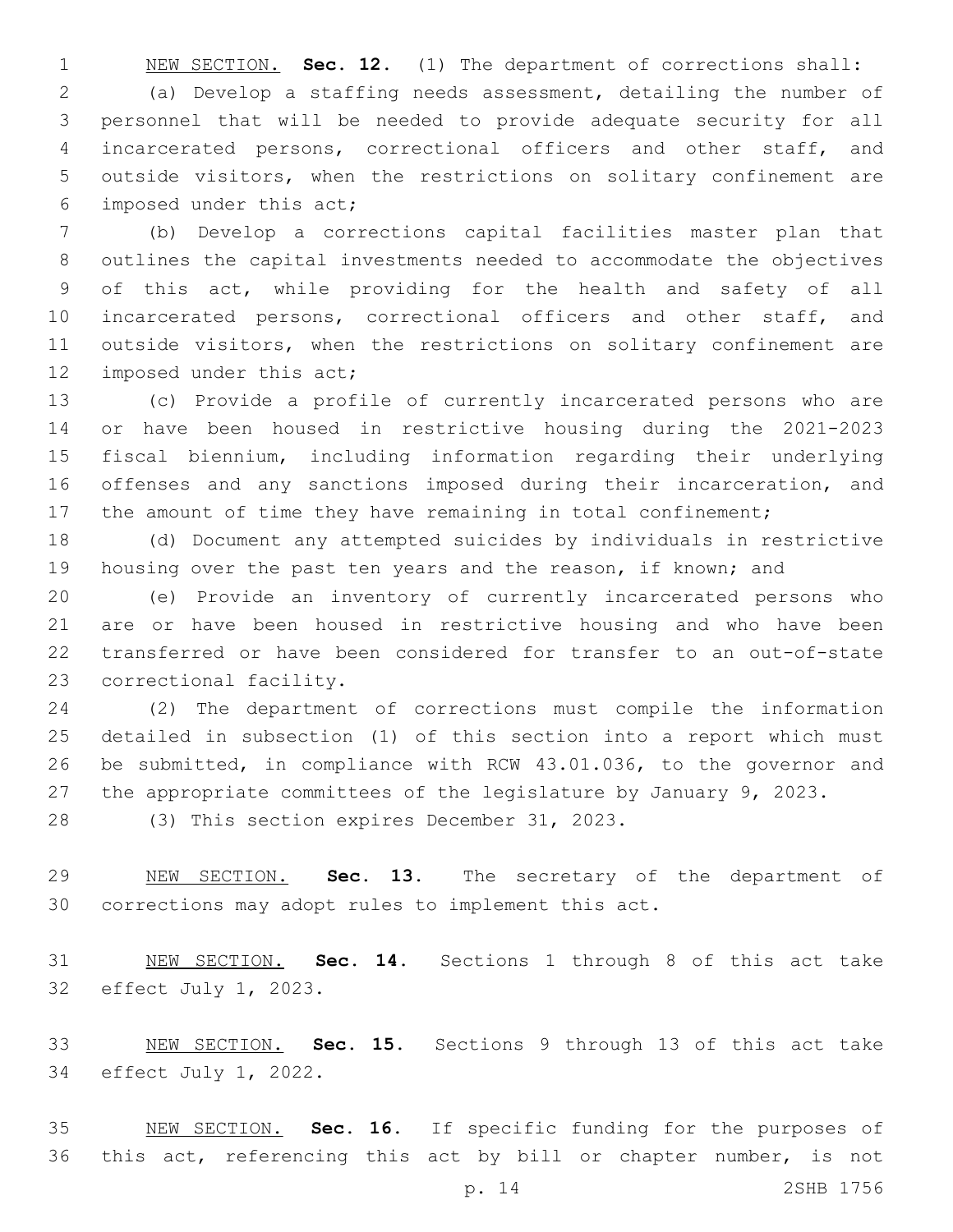NEW SECTION. **Sec. 12.** (1) The department of corrections shall:

(a) Develop a staffing needs assessment, detailing the number of personnel that will be needed to provide adequate security for all incarcerated persons, correctional officers and other staff, and outside visitors, when the restrictions on solitary confinement are imposed under this act;

(b) Develop a corrections capital facilities master plan that outlines the capital investments needed to accommodate the objectives of this act, while providing for the health and safety of all incarcerated persons, correctional officers and other staff, and outside visitors, when the restrictions on solitary confinement are imposed under this act;

(c) Provide a profile of currently incarcerated persons who are or have been housed in restrictive housing during the 2021-2023 fiscal biennium, including information regarding their underlying offenses and any sanctions imposed during their incarceration, and the amount of time they have remaining in total confinement;

(d) Document any attempted suicides by individuals in restrictive housing over the past ten years and the reason, if known; and

(e) Provide an inventory of currently incarcerated persons who are or have been housed in restrictive housing and who have been transferred or have been considered for transfer to an out-of-state correctional facility.

(2) The department of corrections must compile the information detailed in subsection (1) of this section into a report which must be submitted, in compliance with RCW 43.01.036, to the governor and the appropriate committees of the legislature by January 9, 2023.

(3) This section expires December 31, 2023.

NEW SECTION. **Sec. 13.** The secretary of the department of corrections may adopt rules to implement this act.

NEW SECTION. **Sec. 14.** Sections 1 through 8 of this act take effect July 1, 2023.

NEW SECTION. **Sec. 15.** Sections 9 through 13 of this act take effect July 1, 2022.

NEW SECTION. **Sec. 16.** If specific funding for the purposes of this act, referencing this act by bill or chapter number, is not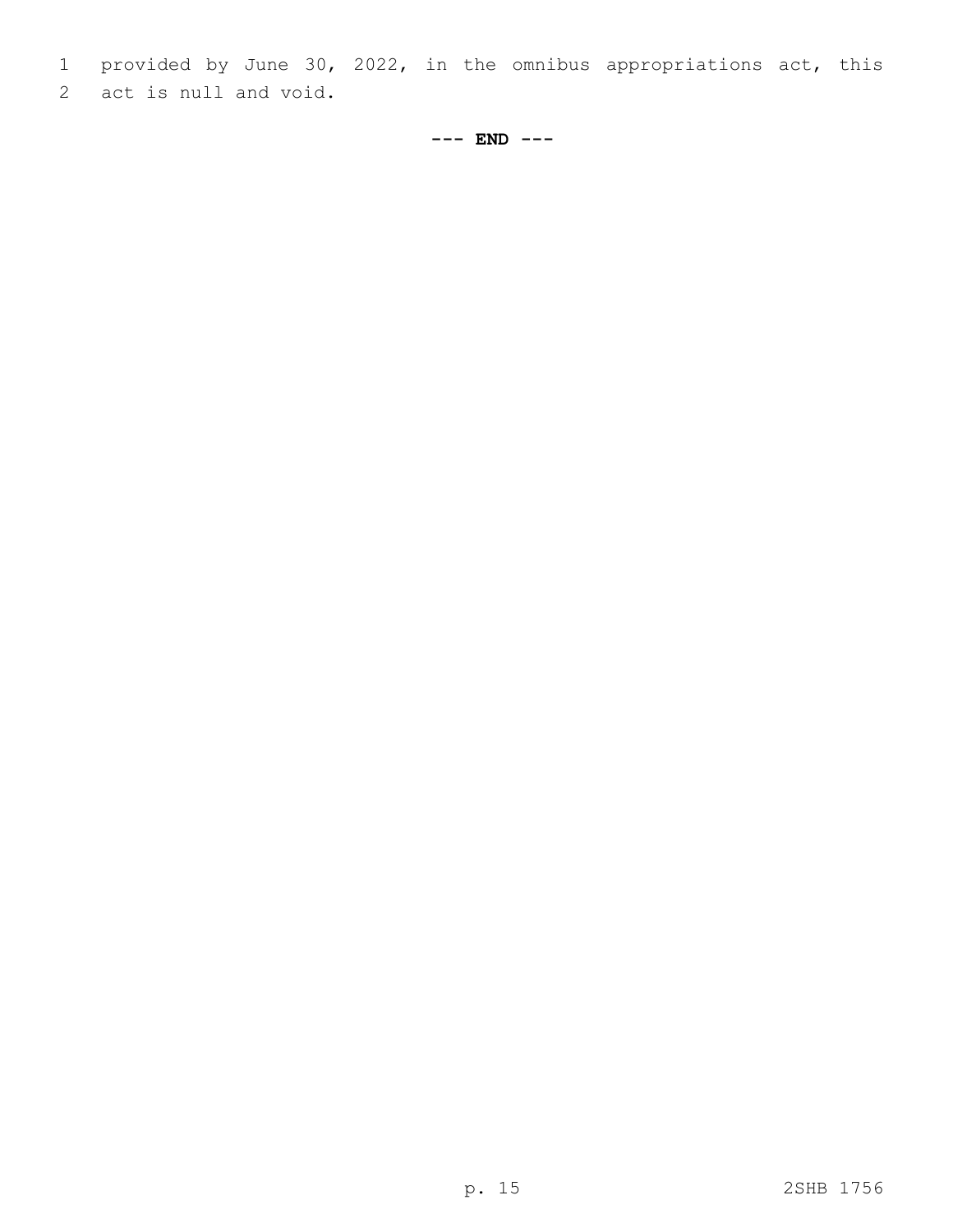provided by June 30, 2022, in the omnibus appropriations act, this act is null and void.

--- END ---